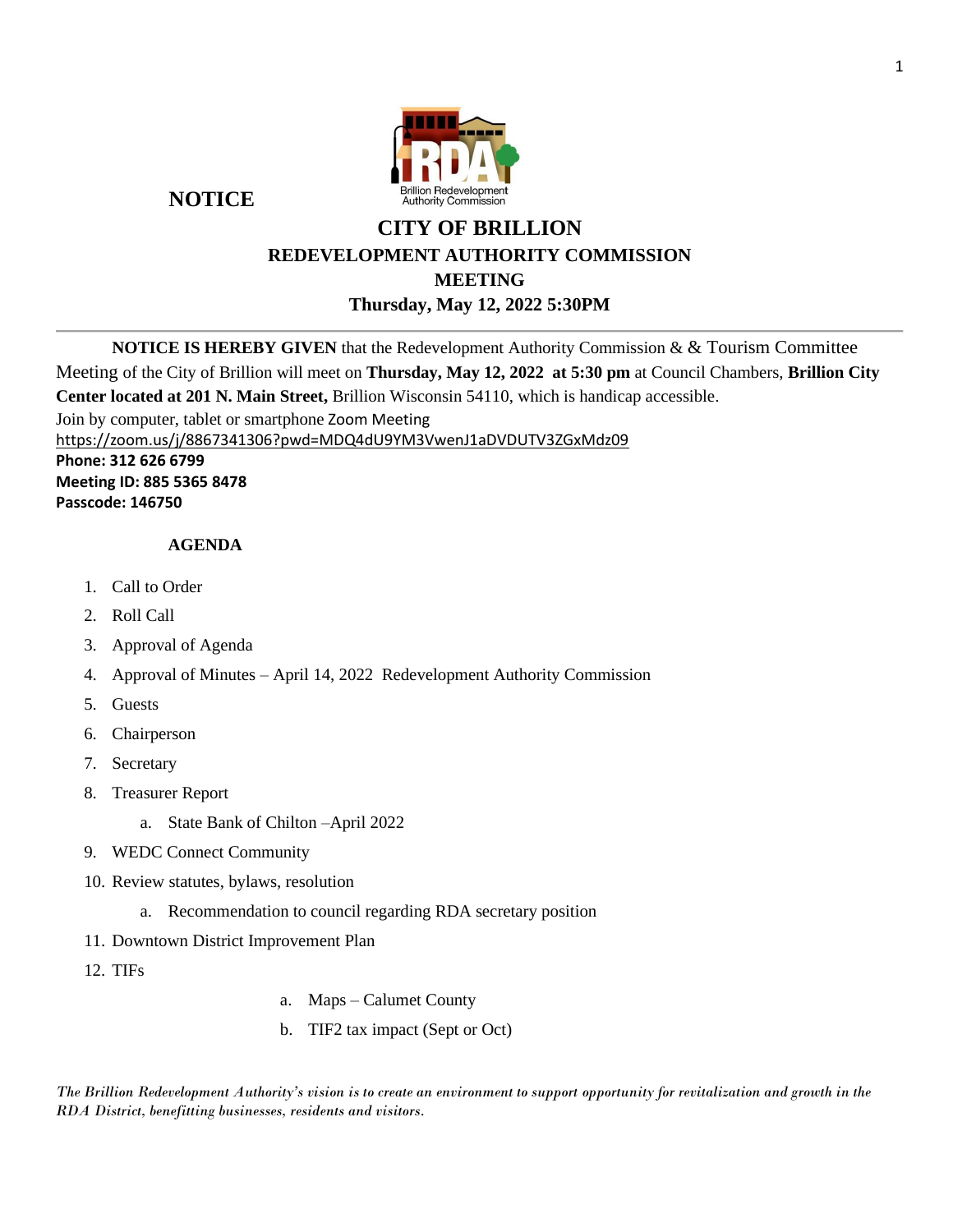**NOTICE**

Brillion Redevelopment Authority Commission

# CITY OF BRILLION

## REDEVELOPMENT AUTHORITY COMMISSION

## MEETING

## Thursday, May 12, 2022 5:30PM

---

**NOTICE IS HEREBY GIVEN** that the Redevelopment Authority Commission & & Tourism Committee Meeting of the City of Brillion will meet on **Thursday, May 12, 2022 at 5:30 pm** at Council Chambers, **Brillion City Center located at 201 N. Main Street,** Brillion Wisconsin 54110, which is handicap accessible.

Join by computer, tablet or smartphone Zoom Meeting

https://zoom.us/j/8867341306?pwd=MDQ4dU9YM3VwenJ1aDVDUTV3ZGxMdz09

**Phone: 312 626 6799**

**Meeting ID: 885 5365 8478**

**Passcode: 146750**

**AGENDA**

1. Call to Order
2. Roll Call
3. Approval of Agenda
4. Approval of Minutes – April 14, 2022 Redevelopment Authority Commission
5. Guests
6. Chairperson
7. Secretary
8. Treasurer Report
   a. State Bank of Chilton –April 2022
9. WEDC Connect Community
10. Review statutes, bylaws, resolution
    a. Recommendation to council regarding RDA secretary position
11. Downtown District Improvement Plan
12. TIFs
    a. Maps – Calumet County
    b. TIF2 tax impact (Sept or Oct)

*The Brillion Redevelopment Authority's vision is to create an environment to support opportunity for revitalization and growth in the RDA District, benefitting businesses, residents and visitors.*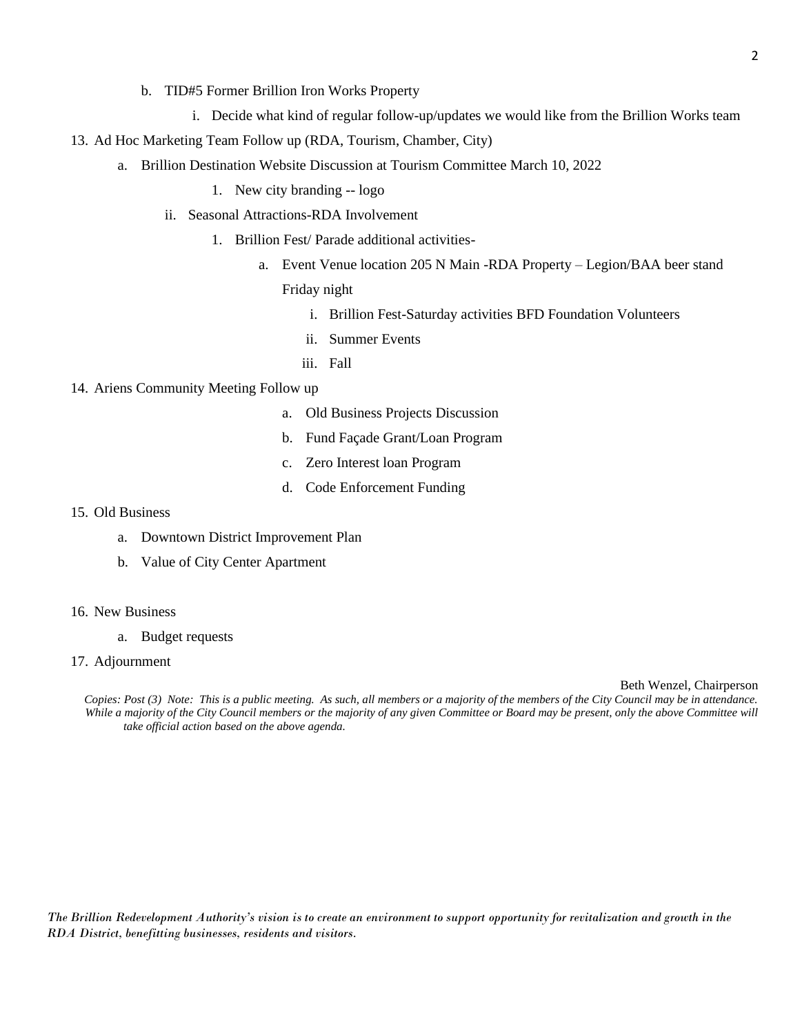b. TID#5 Former Brillion Iron Works Property
      i. Decide what kind of regular follow-up/updates we would like from the Brillion Works team

13. Ad Hoc Marketing Team Follow up (RDA, Tourism, Chamber, City)
   a. Brillion Destination Website Discussion at Tourism Committee March 10, 2022
         1. New city branding -- logo
      ii. Seasonal Attractions-RDA Involvement
         1. Brillion Fest/ Parade additional activities-
            a. Event Venue location 205 N Main -RDA Property – Legion/BAA beer stand Friday night
               i. Brillion Fest-Saturday activities BFD Foundation Volunteers
               ii. Summer Events
               iii. Fall

14. Ariens Community Meeting Follow up
   a. Old Business Projects Discussion
   b. Fund Façade Grant/Loan Program
   c. Zero Interest loan Program
   d. Code Enforcement Funding

15. Old Business
   a. Downtown District Improvement Plan
   b. Value of City Center Apartment

16. New Business
   a. Budget requests

17. Adjournment

Beth Wenzel, Chairperson

*Copies: Post (3) Note: This is a public meeting. As such, all members or a majority of the members of the City Council may be in attendance. While a majority of the City Council members or the majority of any given Committee or Board may be present, only the above Committee will take official action based on the above agenda.*

*The Brillion Redevelopment Authority's vision is to create an environment to support opportunity for revitalization and growth in the RDA District, benefitting businesses, residents and visitors.*